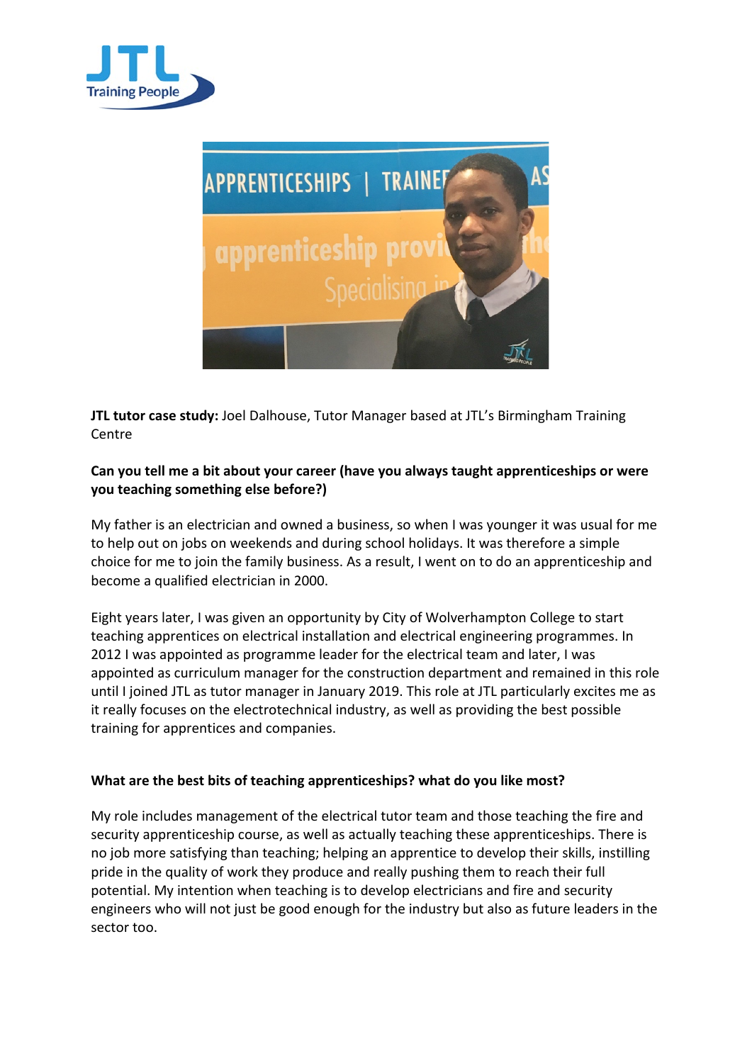**JTL tutor case study:** Joel Dalhouse, Tutor Manager based at JTL's Birmingham Training Centre

**Can you tell me a bit about your career (have you always taught apprenticeships or were you teaching something else before?)**

My father is an electrician and owned a business, so when I was younger it was usual for me to help out on jobs on weekends and during school holidays. It was therefore a simple choice for me to join the family business. As a result, I went on to do an apprenticeship and become a qualified electrician in 2000.

Eight years later, I was given an opportunity by City of Wolverhampton College to start teaching apprentices on electrical installation and electrical engineering programmes. In 2012 I was appointed as programme leader for the electrical team and later, I was appointed as curriculum manager for the construction department and remained in this role until I joined JTL as tutor manager in January 2019. This role at JTL particularly excites me as it really focuses on the electrotechnical industry, as well as providing the best possible training for apprentices and companies.

**What are the best bits of teaching apprenticeships? what do you like most?**

My role includes management of the electrical tutor team and those teaching the fire and security apprenticeship course, as well as actually teaching these apprenticeships. There is no job more satisfying than teaching; helping an apprentice to develop their skills, instilling pride in the quality of work they produce and really pushing them to reach their full potential. My intention when teaching is to develop electricians and fire and security engineers who will not just be good enough for the industry but also as future leaders in the sector too.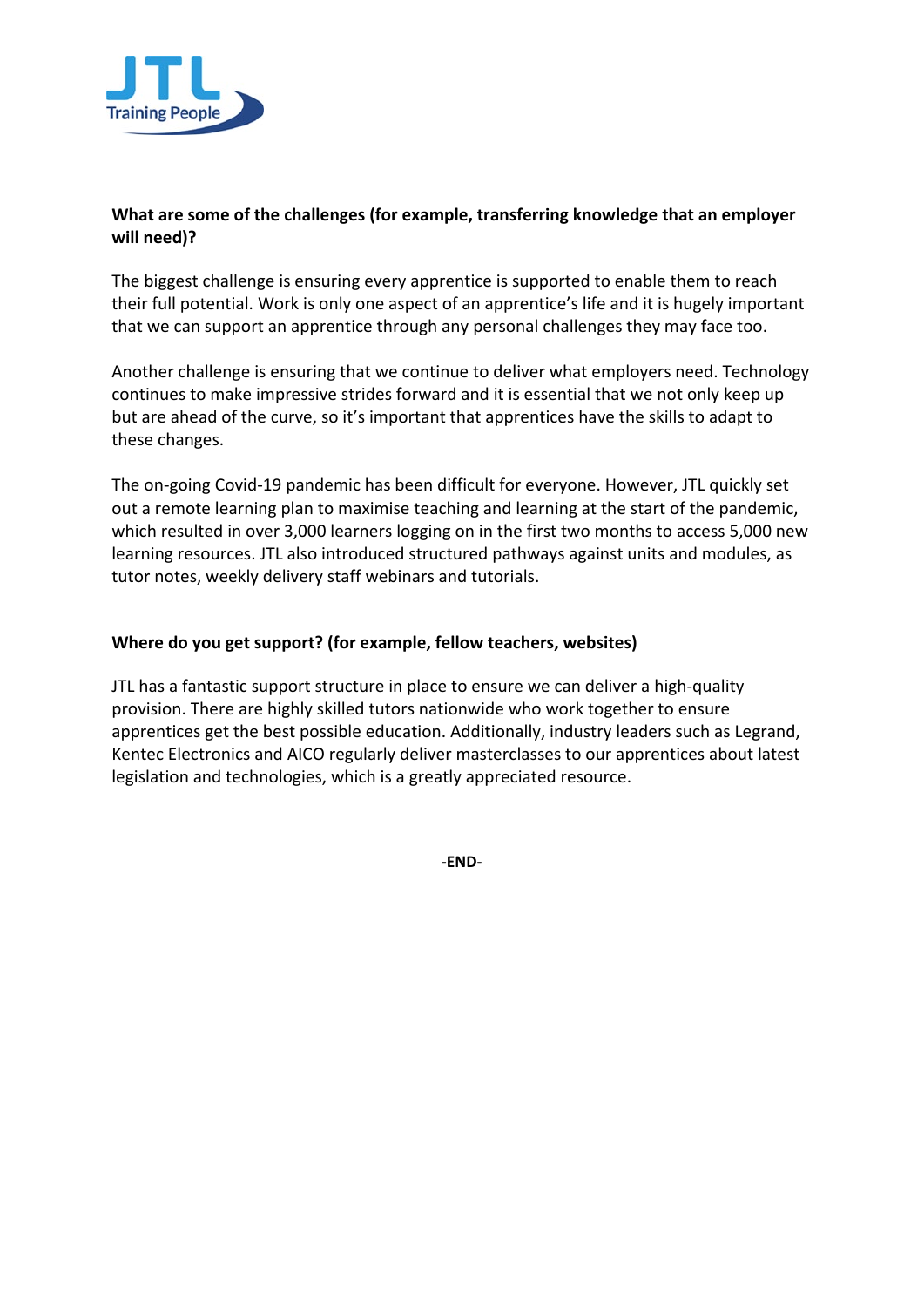**What are some of the challenges (for example, transferring knowledge that an employer will need)?**

The biggest challenge is ensuring every apprentice is supported to enable them to reach their full potential. Work is only one aspect of an apprentice's life and it is hugely important that we can support an apprentice through any personal challenges they may face too.

Another challenge is ensuring that we continue to deliver what employers need. Technology continues to make impressive strides forward and it is essential that we not only keep up but are ahead of the curve, so it's important that apprentices have the skills to adapt to these changes.

The on-going Covid-19 pandemic has been difficult for everyone. However, JTL quickly set out a remote learning plan to maximise teaching and learning at the start of the pandemic, which resulted in over 3,000 learners logging on in the first two months to access 5,000 new learning resources. JTL also introduced structured pathways against units and modules, as tutor notes, weekly delivery staff webinars and tutorials.

**Where do you get support? (for example, fellow teachers, websites)**

JTL has a fantastic support structure in place to ensure we can deliver a high-quality provision. There are highly skilled tutors nationwide who work together to ensure apprentices get the best possible education. Additionally, industry leaders such as Legrand, Kentec Electronics and AICO regularly deliver masterclasses to our apprentices about latest legislation and technologies, which is a greatly appreciated resource.

**-END-**